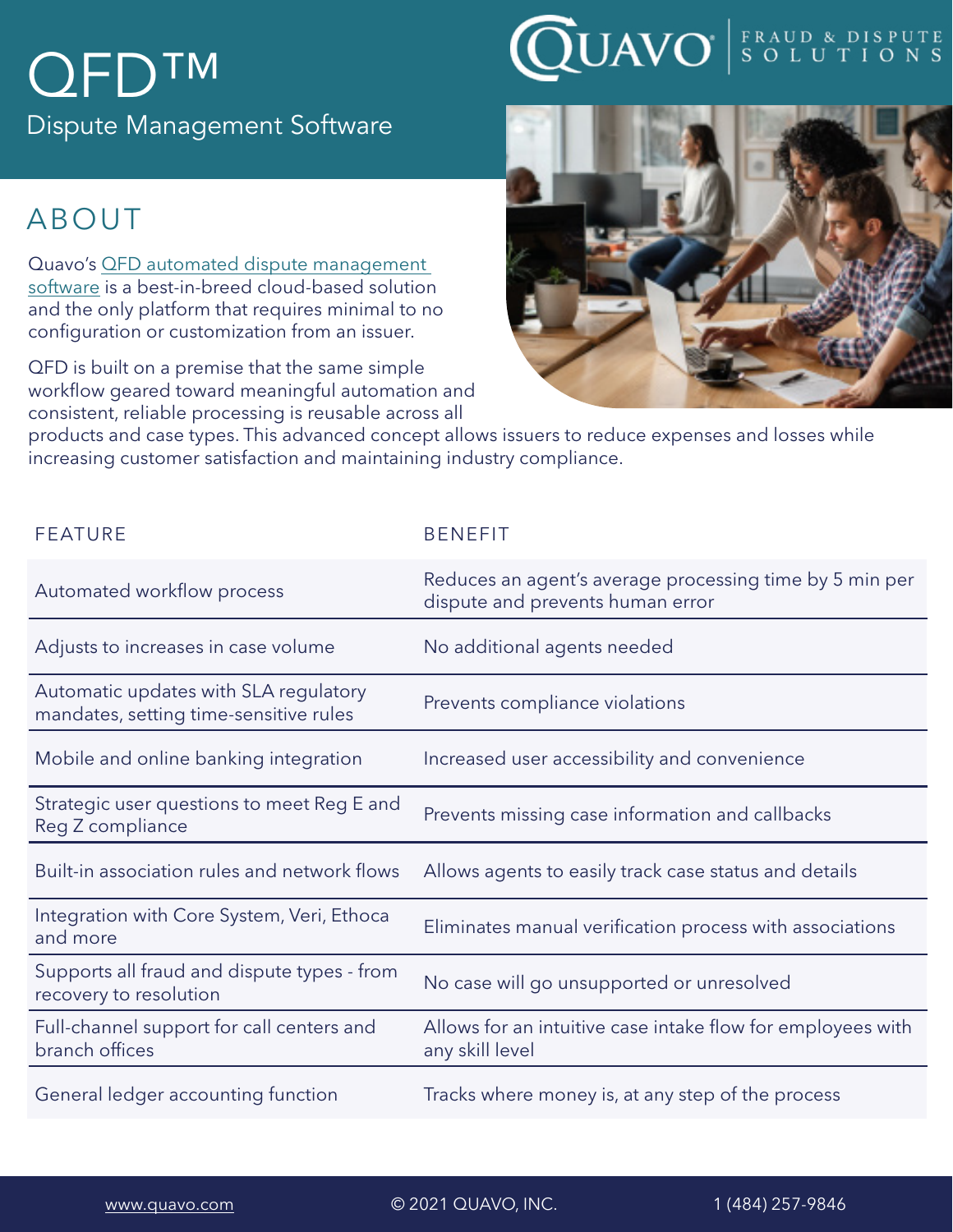# QFD™

Dispute Management Software

QUAVO FRAUD & DISPUTE SOLUTIONS

## ABOUT

Quavo's QFD automated dispute management software is a best-in-breed cloud-based solution and the only platform that requires minimal to no configuration or customization from an issuer.

QFD is built on a premise that the same simple workflow geared toward meaningful automation and consistent, reliable processing is reusable across all products and case types. This advanced concept allows issuers to reduce expenses and losses while increasing customer satisfaction and maintaining industry compliance.

| FEATURE | BENEFIT |
| --- | --- |
| Automated workflow process | Reduces an agent's average processing time by 5 min per dispute and prevents human error |
| Adjusts to increases in case volume | No additional agents needed |
| Automatic updates with SLA regulatory mandates, setting time-sensitive rules | Prevents compliance violations |
| Mobile and online banking integration | Increased user accessibility and convenience |
| Strategic user questions to meet Reg E and Reg Z compliance | Prevents missing case information and callbacks |
| Built-in association rules and network flows | Allows agents to easily track case status and details |
| Integration with Core System, Veri, Ethoca and more | Eliminates manual verification process with associations |
| Supports all fraud and dispute types - from recovery to resolution | No case will go unsupported or unresolved |
| Full-channel support for call centers and branch offices | Allows for an intuitive case intake flow for employees with any skill level |
| General ledger accounting function | Tracks where money is, at any step of the process |

www.quavo.com © 2021 QUAVO, INC. 1 (484) 257-9846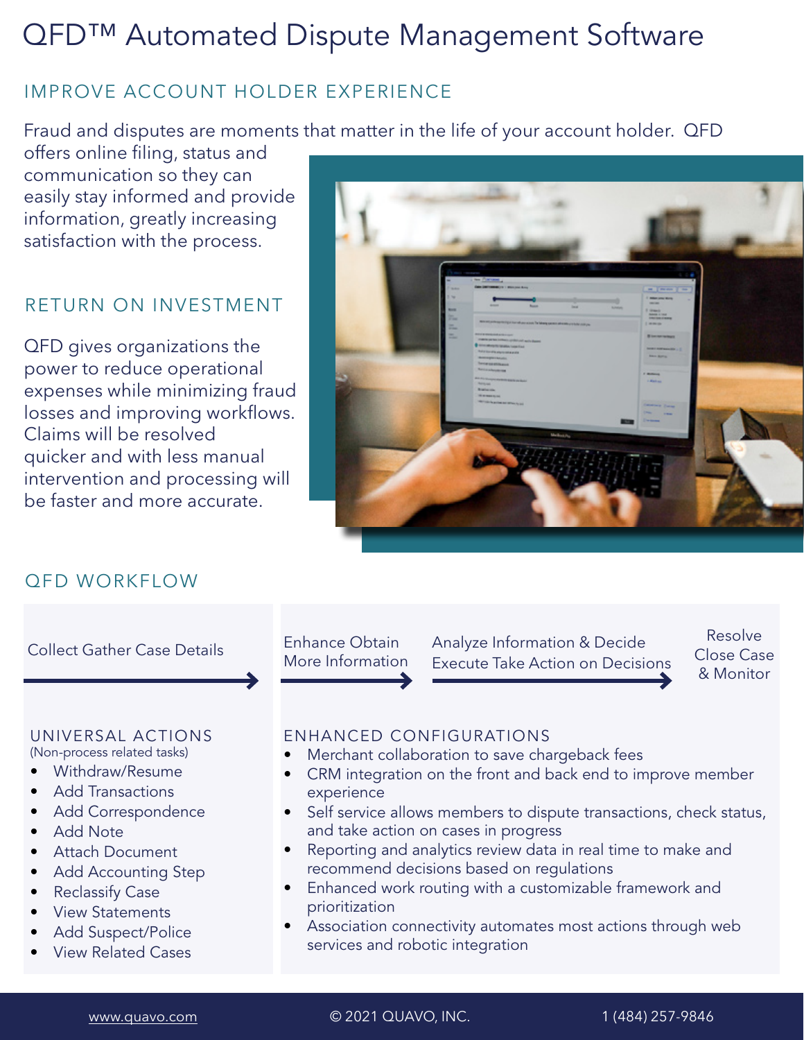# QFD™ Automated Dispute Management Software

## IMPROVE ACCOUNT HOLDER EXPERIENCE

Fraud and disputes are moments that matter in the life of your account holder. QFD offers online filing, status and communication so they can easily stay informed and provide information, greatly increasing satisfaction with the process.

## RETURN ON INVESTMENT

QFD gives organizations the power to reduce operational expenses while minimizing fraud losses and improving workflows. Claims will be resolved quicker and with less manual intervention and processing will be faster and more accurate.

## QFD WORKFLOW

Collect Gather Case Details → Enhance Obtain More Information → Analyze Information & Decide Execute Take Action on Decisions → Resolve Close Case & Monitor

### UNIVERSAL ACTIONS

(Non-process related tasks)

- Withdraw/Resume
- Add Transactions
- Add Correspondence
- Add Note
- Attach Document
- Add Accounting Step
- Reclassify Case
- View Statements
- Add Suspect/Police
- View Related Cases

### ENHANCED CONFIGURATIONS

- Merchant collaboration to save chargeback fees
- CRM integration on the front and back end to improve member experience
- Self service allows members to dispute transactions, check status, and take action on cases in progress
- Reporting and analytics review data in real time to make and recommend decisions based on regulations
- Enhanced work routing with a customizable framework and prioritization
- Association connectivity automates most actions through web services and robotic integration

www.quavo.com © 2021 QUAVO, INC. 1 (484) 257-9846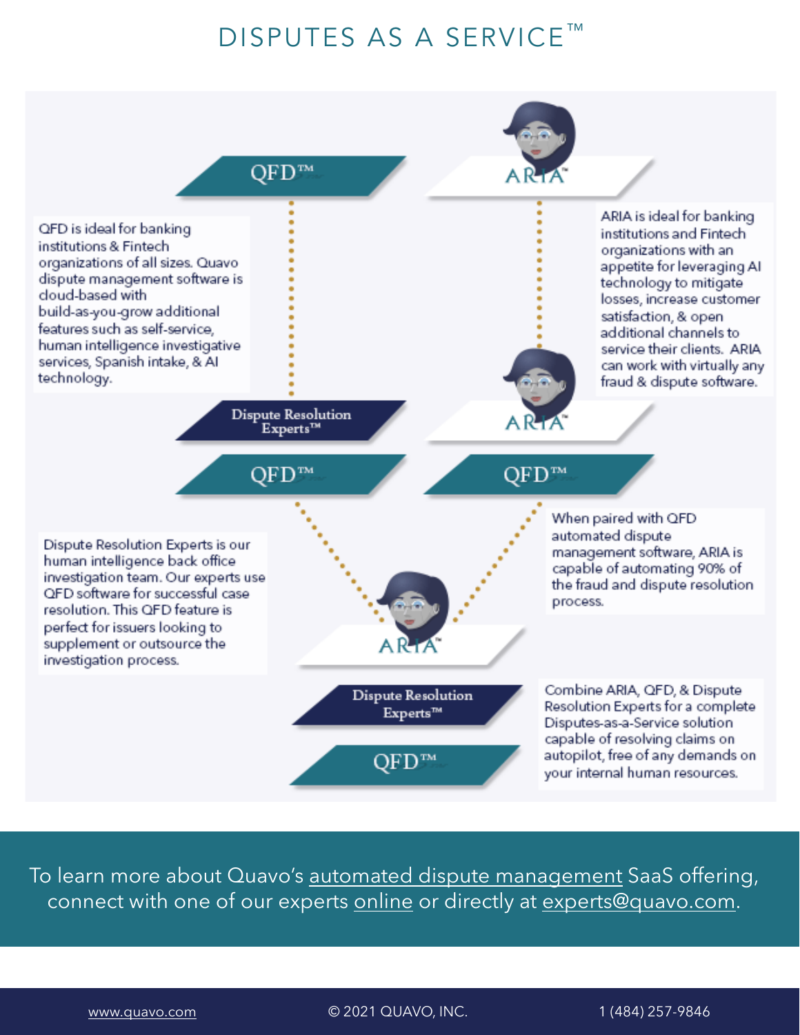# DISPUTES AS A SERVICE™

QFD™

ARIA™

QFD is ideal for banking institutions & Fintech organizations of all sizes. Quavo dispute management software is cloud-based with build-as-you-grow additional features such as self-service, human intelligence investigative services, Spanish intake, & AI technology.

ARIA is ideal for banking institutions and Fintech organizations with an appetite for leveraging AI technology to mitigate losses, increase customer satisfaction, & open additional channels to service their clients. ARIA can work with virtually any fraud & dispute software.

Dispute Resolution Experts™

QFD™

ARIA™

QFD™

When paired with QFD automated dispute management software, ARIA is capable of automating 90% of the fraud and dispute resolution process.

Dispute Resolution Experts is our human intelligence back office investigation team. Our experts use QFD software for successful case resolution. This QFD feature is perfect for issuers looking to supplement or outsource the investigation process.

ARIA™

Dispute Resolution Experts™

QFD™

Combine ARIA, QFD, & Dispute Resolution Experts for a complete Disputes-as-a-Service solution capable of resolving claims on autopilot, free of any demands on your internal human resources.

To learn more about Quavo's automated dispute management SaaS offering, connect with one of our experts online or directly at experts@quavo.com.

www.quavo.com © 2021 QUAVO, INC. 1 (484) 257-9846